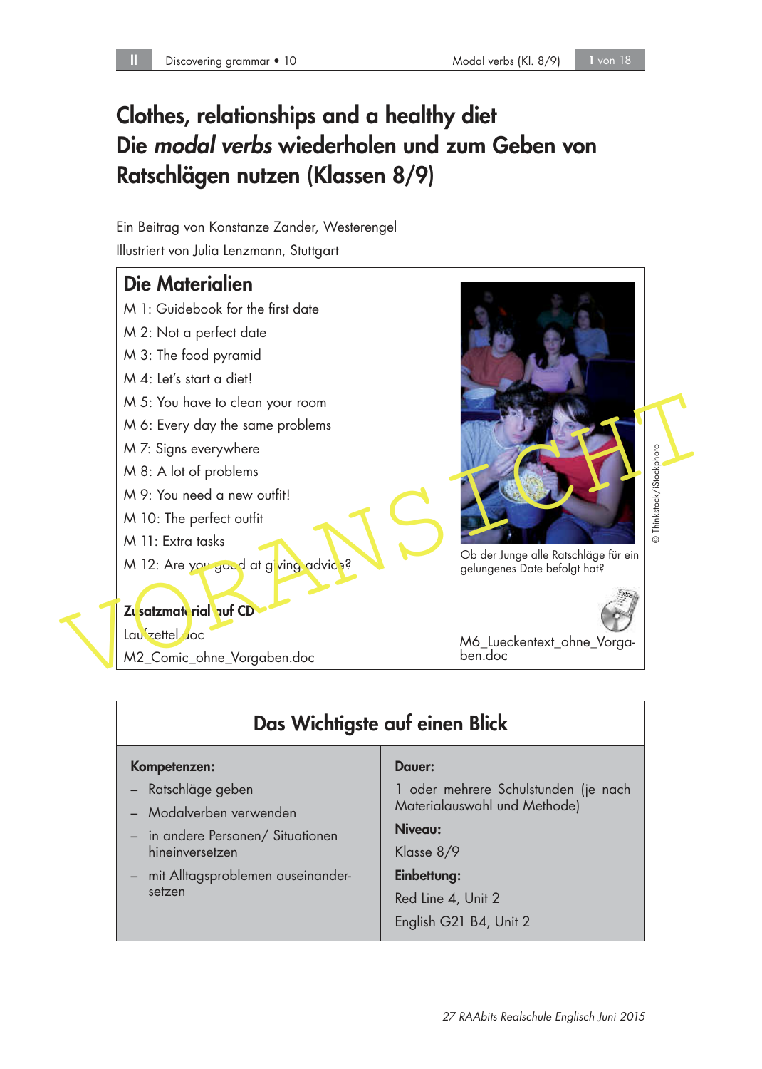# Clothes, relationships and a healthy diet
# Die *modal verbs* wiederholen und zum Geben von Ratschlägen nutzen (Klassen 8/9)

Ein Beitrag von Konstanze Zander, Westerengel

Illustriert von Julia Lenzmann, Stuttgart

## Die Materialien

M 1: Guidebook for the first date
M 2: Not a perfect date
M 3: The food pyramid
M 4: Let's start a diet!
M 5: You have to clean your room
M 6: Every day the same problems
M 7: Signs everywhere
M 8: A lot of problems
M 9: You need a new outfit!
M 10: The perfect outfit
M 11: Extra tasks
M 12: Are you good at giving advice?

Ob der Junge alle Ratschläge für ein gelungenes Date befolgt hat?

© Thinkstock/iStockphoto

**Zusatzmaterial auf CD**

Laufzettel.doc
M2_Comic_ohne_Vorgaben.doc
M6_Lueckentext_ohne_Vorgaben.doc

## Das Wichtigste auf einen Blick

**Kompetenzen:**

- Ratschläge geben
- Modalverben verwenden
- in andere Personen/ Situationen hineinversetzen
- mit Alltagsproblemen auseinandersetzen

**Dauer:**

1 oder mehrere Schulstunden (je nach Materialauswahl und Methode)

**Niveau:**

Klasse 8/9

**Einbettung:**

Red Line 4, Unit 2
English G21 B4, Unit 2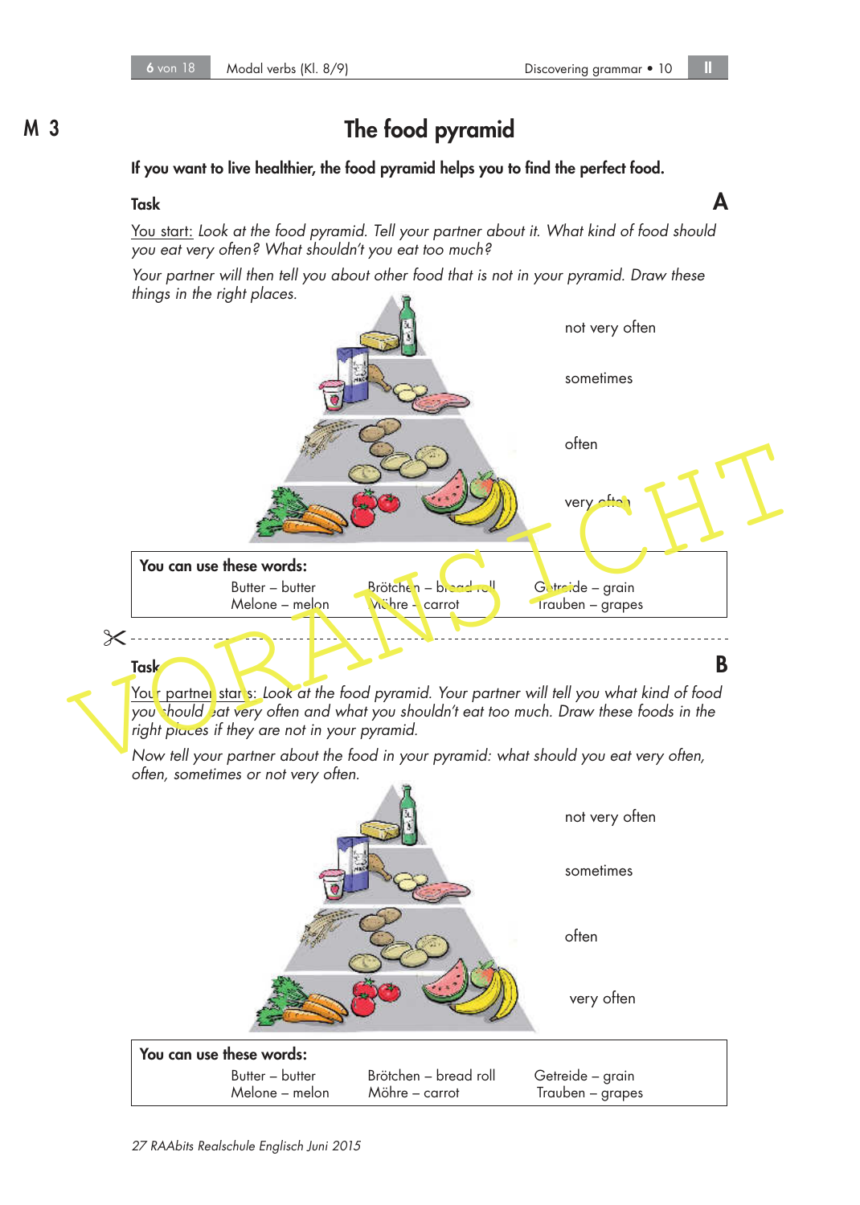M 3

# The food pyramid

**If you want to live healthier, the food pyramid helps you to find the perfect food.**

**Task** **A**

You start: *Look at the food pyramid. Tell your partner about it. What kind of food should you eat very often? What shouldn't you eat too much?*

*Your partner will then tell you about other food that is not in your pyramid. Draw these things in the right places.*

not very often

sometimes

often

very often

| **You can use these words:** | | |
|---|---|---|
| Butter – butter | Brötchen – bread roll | Getreide – grain |
| Melone – melon | Möhre – carrot | Trauben – grapes |

---

**Task** **B**

Your partner starts: *Look at the food pyramid. Your partner will tell you what kind of food you should eat very often and what you shouldn't eat too much. Draw these foods in the right places if they are not in your pyramid.*

*Now tell your partner about the food in your pyramid: what should you eat very often, often, sometimes or not very often.*

not very often

sometimes

often

very often

| **You can use these words:** | | |
|---|---|---|
| Butter – butter | Brötchen – bread roll | Getreide – grain |
| Melone – melon | Möhre – carrot | Trauben – grapes |

*27 RAAbits Realschule Englisch Juni 2015*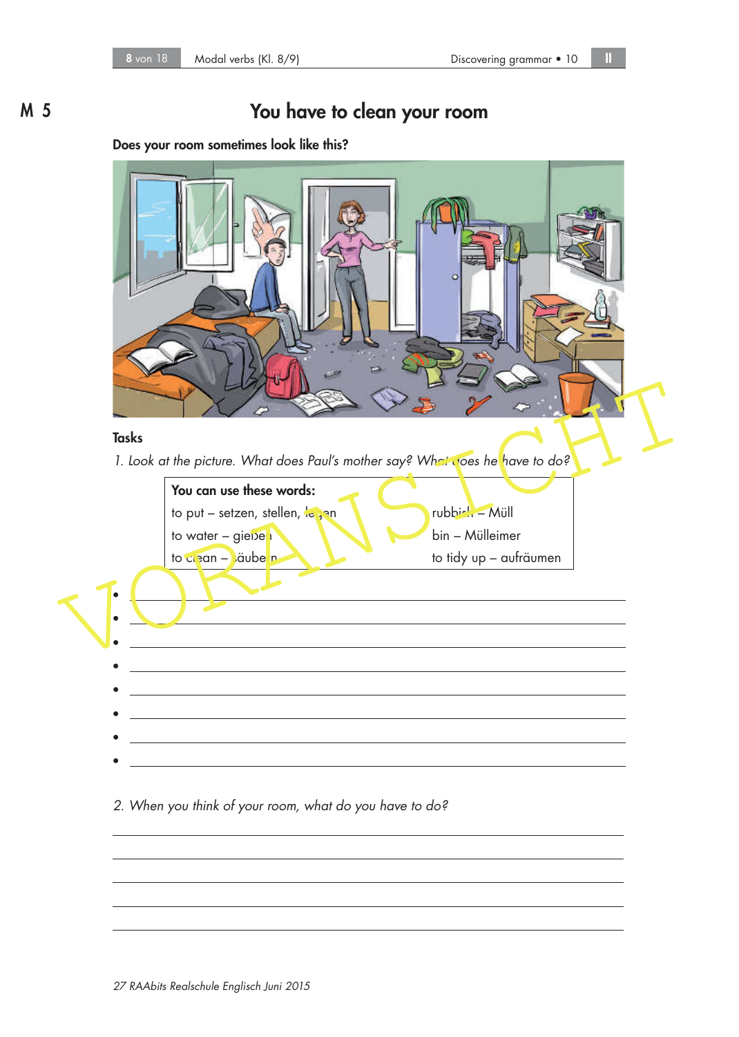M 5

# You have to clean your room

**Does your room sometimes look like this?**

## Tasks

*1. Look at the picture. What does Paul's mother say? What does he have to do?*

| **You can use these words:** | |
|---|---|
| to put – setzen, stellen, legen | rubbish – Müll |
| to water – gießen | bin – Mülleimer |
| to clean – säubern | to tidy up – aufräumen |

- ______________________________
- ______________________________
- ______________________________
- ______________________________
- ______________________________
- ______________________________
- ______________________________
- ______________________________

*2. When you think of your room, what do you have to do?*

______________________________

______________________________

______________________________

______________________________

______________________________

27 RAAbits Realschule Englisch Juni 2015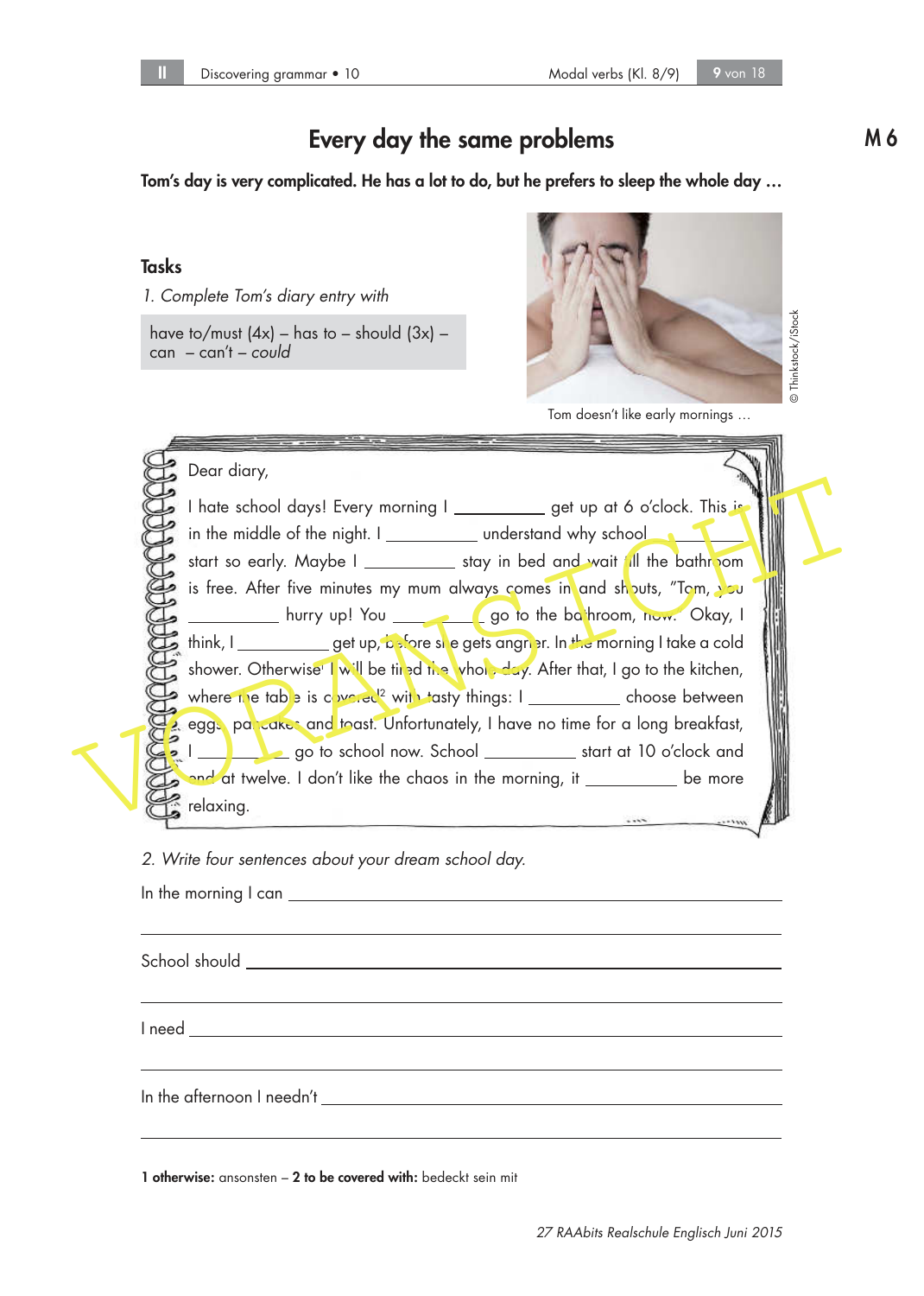# Every day the same problems

M 6

**Tom's day is very complicated. He has a lot to do, but he prefers to sleep the whole day …**

## Tasks

*1. Complete Tom's diary entry with*

have to/must (4x) – has to – should (3x) – can – can't – *could*

Tom doesn't like early mornings …

© Thinkstock/iStock

Dear diary,

I hate school days! Every morning I __________ get up at 6 o'clock. This is in the middle of the night. I __________ understand why school __________ start so early. Maybe I __________ stay in bed and wait till the bathroom is free. After five minutes my mum always comes in and shouts, "Tom, you __________ hurry up! You __________ go to the bathroom, now." Okay, I think, I __________ get up, before she gets angrier. In the morning I take a cold shower. Otherwise[1] I will be tired the whole day. After that, I go to the kitchen, where the table is covered[2] with tasty things: I __________ choose between eggs, pancakes and toast. Unfortunately, I have no time for a long breakfast, I __________ go to school now. School __________ start at 10 o'clock and end at twelve. I don't like the chaos in the morning, it __________ be more relaxing.

*2. Write four sentences about your dream school day.*

In the morning I can ______________________________________________

______________________________________________

School should ______________________________________________

______________________________________________

I need ______________________________________________

______________________________________________

In the afternoon I needn't ______________________________________________

______________________________________________

**1 otherwise:** ansonsten – **2 to be covered with:** bedeckt sein mit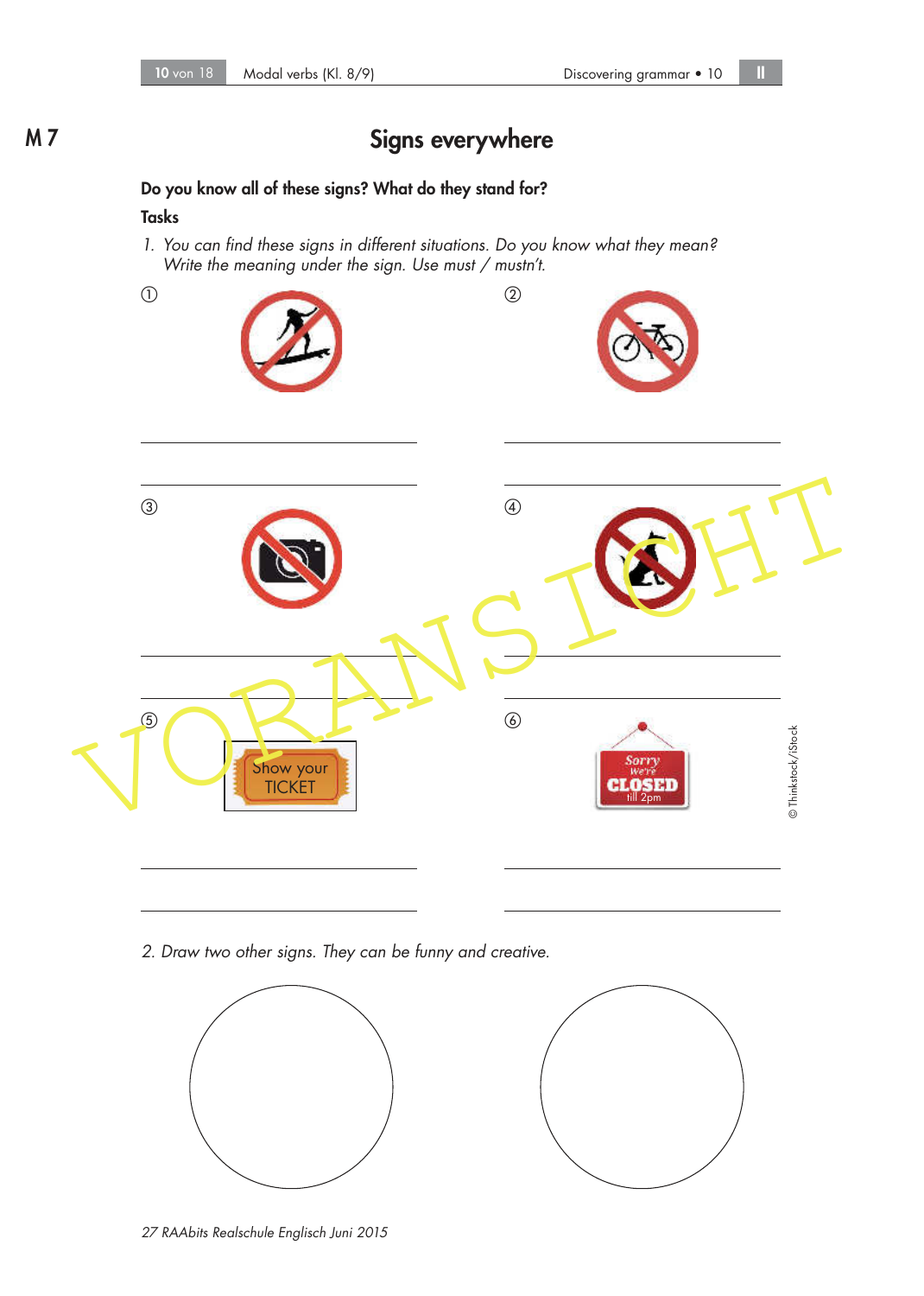M 7

# Signs everywhere

**Do you know all of these signs? What do they stand for?**

**Tasks**

1. *You can find these signs in different situations. Do you know what they mean? Write the meaning under the sign. Use must / mustn't.*

①

______________________________

______________________________

②

______________________________

______________________________

③

______________________________

______________________________

④

______________________________

______________________________

⑤

Show your TICKET

______________________________

______________________________

⑥

Sorry we're CLOSED till 2pm

______________________________

______________________________

© Thinkstock/iStock

2. *Draw two other signs. They can be funny and creative.*

*27 RAAbits Realschule Englisch Juni 2015*